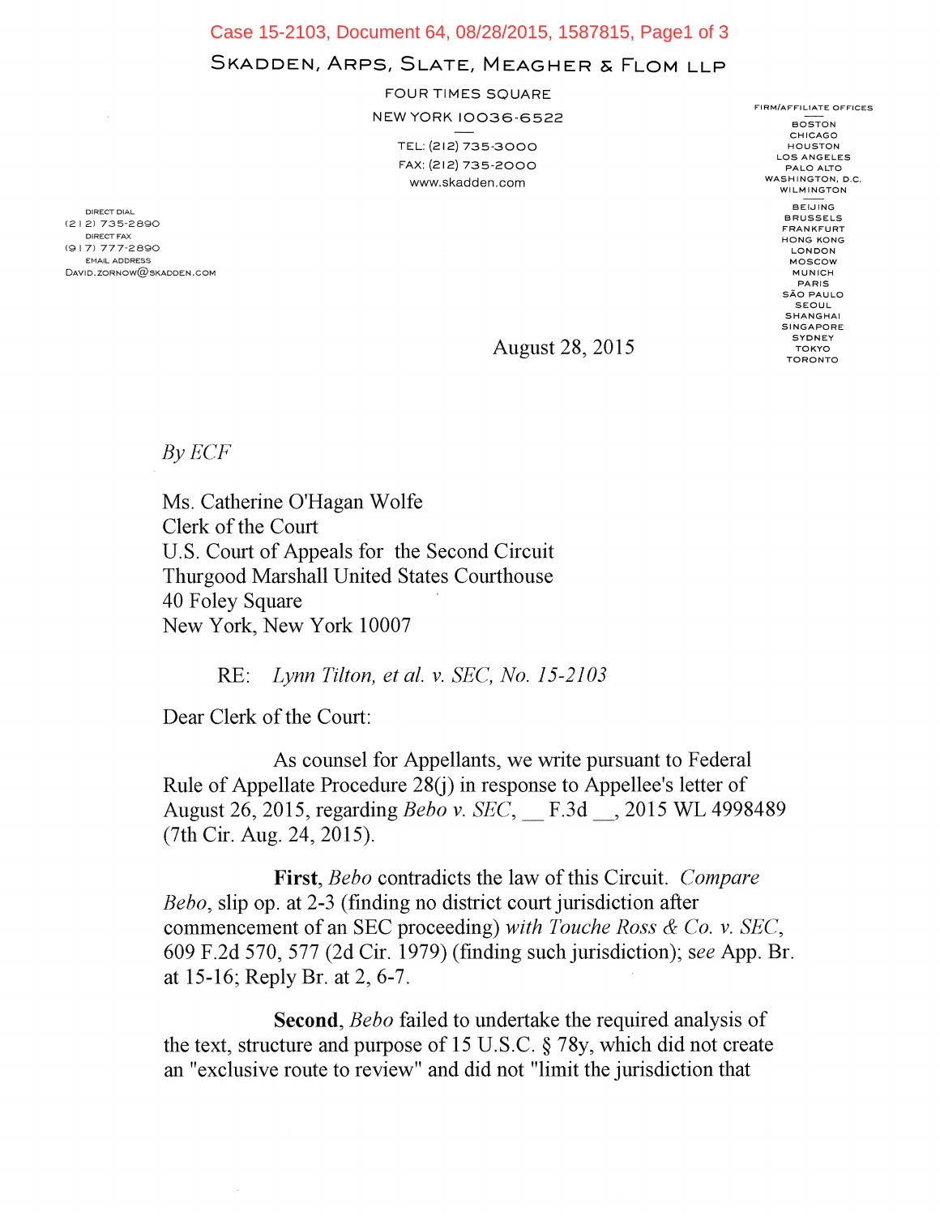SKADDEN, ARPS, SLATE, MEAGHER & FLOM LLP

FOUR TIMES SQUARE

NEW YORK 10036-6522

TEL: (212) 735-3000

FAX: (212) 735-2000

www.skadden.com

FIRM/AFFILIATE OFFICES

BOSTON
CHICAGO
HOUSTON
LOS ANGELES
PALO ALTO
WASHINGTON, D.C.
WILMINGTON

BEIJING
BRUSSELS
FRANKFURT
HONG KONG
LONDON
MOSCOW
MUNICH
PARIS
SÃO PAULO
SEOUL
SHANGHAI
SINGAPORE
SYDNEY
TOKYO
TORONTO

DIRECT DIAL
(212) 735-2890
DIRECT FAX
(917) 777-2890
EMAIL ADDRESS
DAVID.ZORNOW@SKADDEN.COM

August 28, 2015

*By ECF*

Ms. Catherine O'Hagan Wolfe
Clerk of the Court
U.S. Court of Appeals for the Second Circuit
Thurgood Marshall United States Courthouse
40 Foley Square
New York, New York 10007

RE: *Lynn Tilton, et al. v. SEC, No. 15-2103*

Dear Clerk of the Court:

As counsel for Appellants, we write pursuant to Federal Rule of Appellate Procedure 28(j) in response to Appellee's letter of August 26, 2015, regarding *Bebo v. SEC*, __ F.3d __, 2015 WL 4998489 (7th Cir. Aug. 24, 2015).

**First**, *Bebo* contradicts the law of this Circuit. *Compare Bebo*, slip op. at 2-3 (finding no district court jurisdiction after commencement of an SEC proceeding) *with Touche Ross & Co. v. SEC*, 609 F.2d 570, 577 (2d Cir. 1979) (finding such jurisdiction); *see* App. Br. at 15-16; Reply Br. at 2, 6-7.

**Second**, *Bebo* failed to undertake the required analysis of the text, structure and purpose of 15 U.S.C. § 78y, which did not create an "exclusive route to review" and did not "limit the jurisdiction that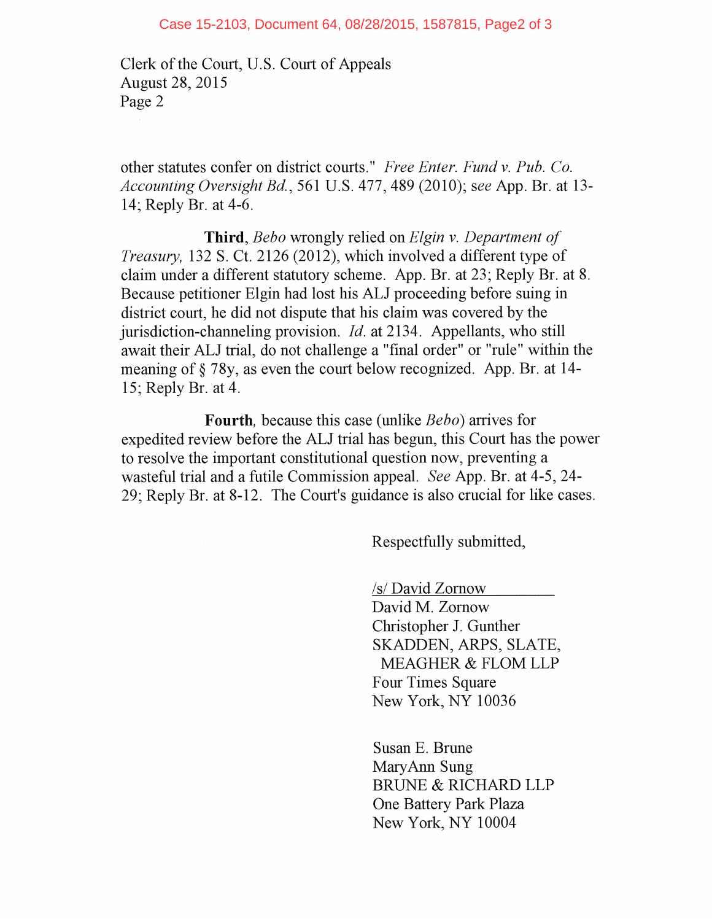Clerk of the Court, U.S. Court of Appeals
August 28, 2015
Page 2

other statutes confer on district courts." *Free Enter. Fund v. Pub. Co. Accounting Oversight Bd.*, 561 U.S. 477, 489 (2010); *see* App. Br. at 13-14; Reply Br. at 4-6.

**Third**, *Bebo* wrongly relied on *Elgin v. Department of Treasury,* 132 S. Ct. 2126 (2012), which involved a different type of claim under a different statutory scheme. App. Br. at 23; Reply Br. at 8. Because petitioner Elgin had lost his ALJ proceeding before suing in district court, he did not dispute that his claim was covered by the jurisdiction-channeling provision. *Id.* at 2134. Appellants, who still await their ALJ trial, do not challenge a "final order" or "rule" within the meaning of § 78y, as even the court below recognized. App. Br. at 14-15; Reply Br. at 4.

**Fourth**, because this case (unlike *Bebo*) arrives for expedited review before the ALJ trial has begun, this Court has the power to resolve the important constitutional question now, preventing a wasteful trial and a futile Commission appeal. *See* App. Br. at 4-5, 24-29; Reply Br. at 8-12. The Court's guidance is also crucial for like cases.

Respectfully submitted,

/s/ David Zornow
David M. Zornow
Christopher J. Gunther
SKADDEN, ARPS, SLATE, MEAGHER & FLOM LLP
Four Times Square
New York, NY 10036

Susan E. Brune
MaryAnn Sung
BRUNE & RICHARD LLP
One Battery Park Plaza
New York, NY 10004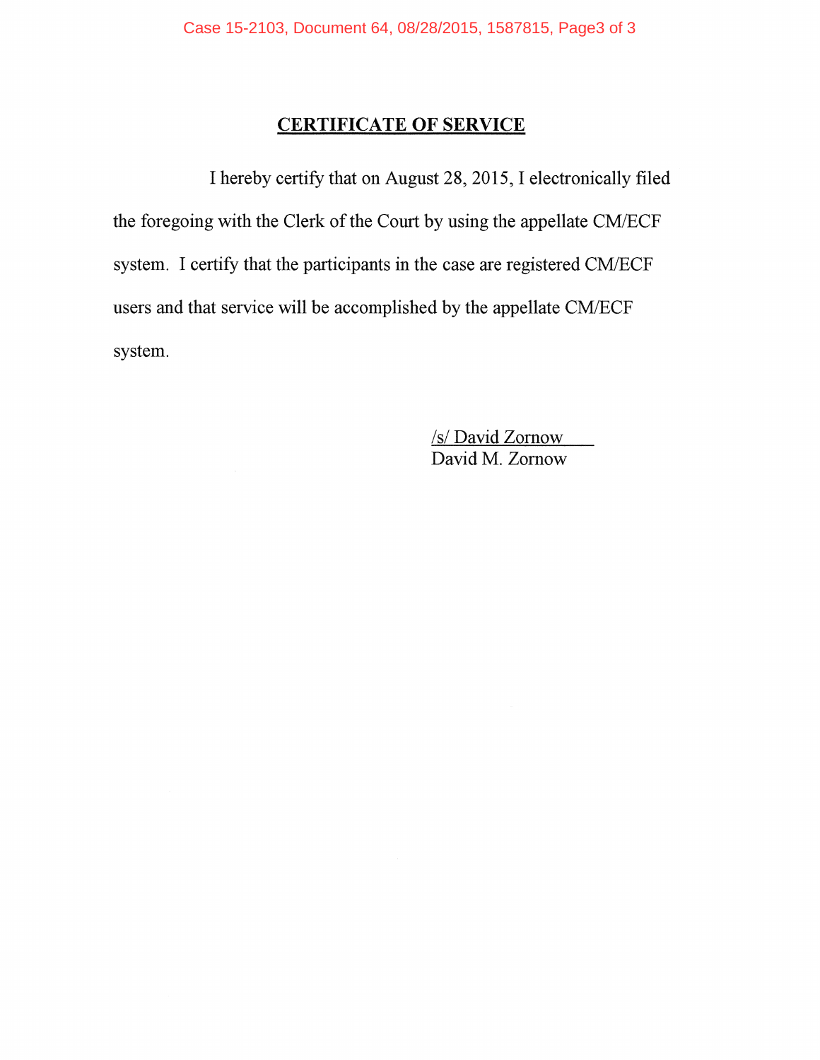## CERTIFICATE OF SERVICE

I hereby certify that on August 28, 2015, I electronically filed the foregoing with the Clerk of the Court by using the appellate CM/ECF system. I certify that the participants in the case are registered CM/ECF users and that service will be accomplished by the appellate CM/ECF system.

/s/ David Zornow
David M. Zornow